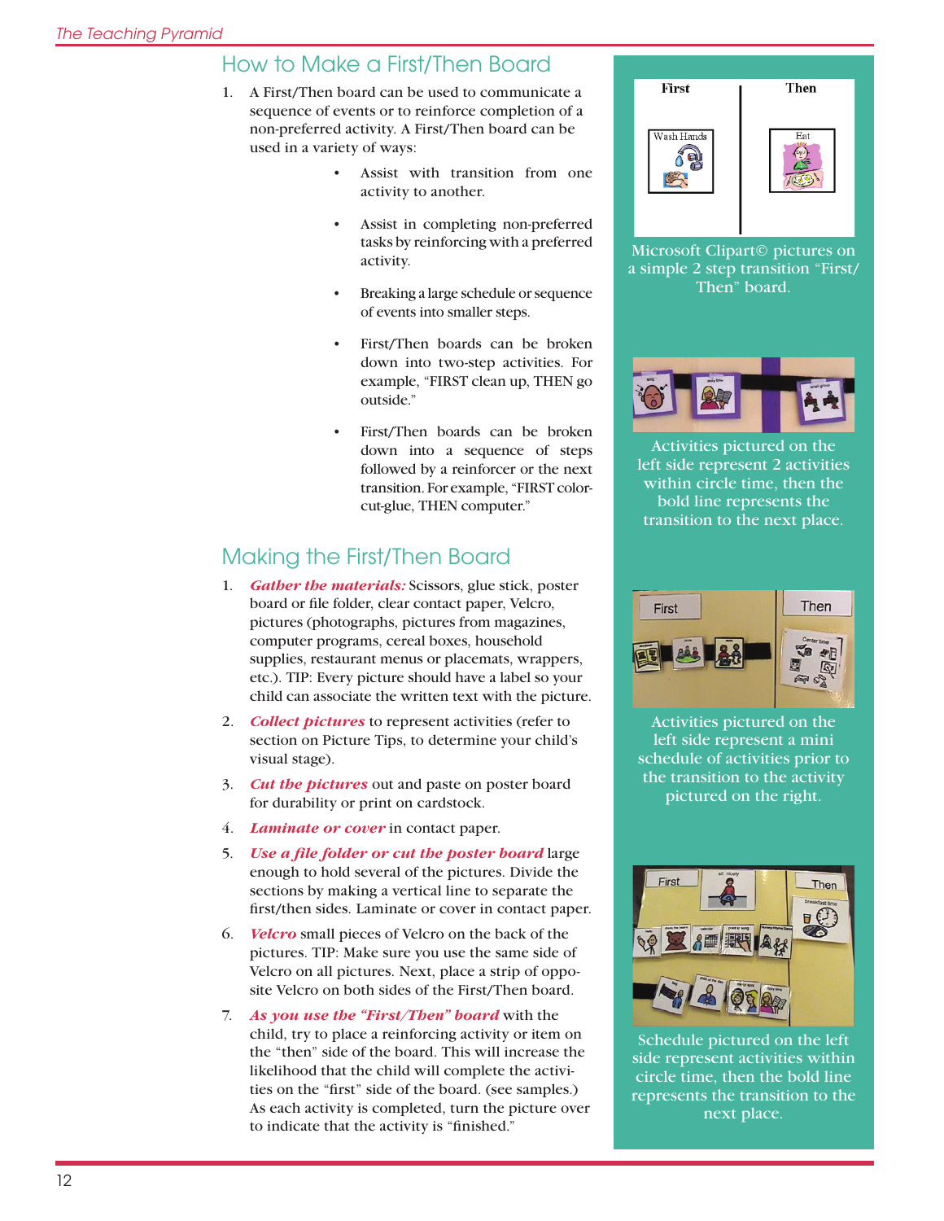## How to Make a First/Then Board

1. A First/Then board can be used to communicate a sequence of events or to reinforce completion of a non-preferred activity. A First/Then board can be used in a variety of ways:
   - Assist with transition from one activity to another.
   - Assist in completing non-preferred tasks by reinforcing with a preferred activity.
   - Breaking a large schedule or sequence of events into smaller steps.
   - First/Then boards can be broken down into two-step activities. For example, "FIRST clean up, THEN go outside."
   - First/Then boards can be broken down into a sequence of steps followed by a reinforcer or the next transition. For example, "FIRST color-cut-glue, THEN computer."

## Making the First/Then Board

1. ***Gather the materials:*** Scissors, glue stick, poster board or file folder, clear contact paper, Velcro, pictures (photographs, pictures from magazines, computer programs, cereal boxes, household supplies, restaurant menus or placemats, wrappers, etc.). TIP: Every picture should have a label so your child can associate the written text with the picture.
2. ***Collect pictures*** to represent activities (refer to section on Picture Tips, to determine your child's visual stage).
3. ***Cut the pictures*** out and paste on poster board for durability or print on cardstock.
4. ***Laminate or cover*** in contact paper.
5. ***Use a file folder or cut the poster board*** large enough to hold several of the pictures. Divide the sections by making a vertical line to separate the first/then sides. Laminate or cover in contact paper.
6. ***Velcro*** small pieces of Velcro on the back of the pictures. TIP: Make sure you use the same side of Velcro on all pictures. Next, place a strip of opposite Velcro on both sides of the First/Then board.
7. ***As you use the "First/Then" board*** with the child, try to place a reinforcing activity or item on the "then" side of the board. This will increase the likelihood that the child will complete the activities on the "first" side of the board. (see samples.) As each activity is completed, turn the picture over to indicate that the activity is "finished."

Microsoft Clipart© pictures on a simple 2 step transition "First/Then" board.

Activities pictured on the left side represent 2 activities within circle time, then the bold line represents the transition to the next place.

Activities pictured on the left side represent a mini schedule of activities prior to the transition to the activity pictured on the right.

Schedule pictured on the left side represent activities within circle time, then the bold line represents the transition to the next place.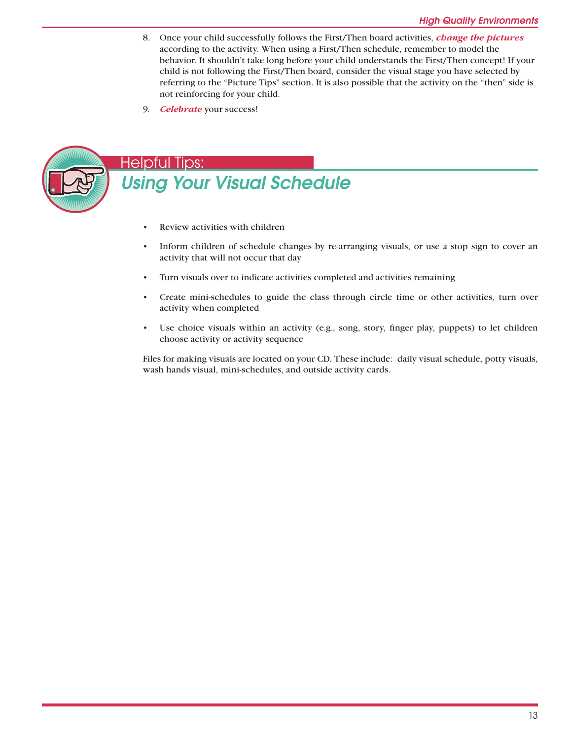8. Once your child successfully follows the First/Then board activities, ***change the pictures*** according to the activity. When using a First/Then schedule, remember to model the behavior. It shouldn't take long before your child understands the First/Then concept! If your child is not following the First/Then board, consider the visual stage you have selected by referring to the "Picture Tips" section. It is also possible that the activity on the "then" side is not reinforcing for your child.

9. ***Celebrate*** your success!

## Helpful Tips: *Using Your Visual Schedule*

- Review activities with children
- Inform children of schedule changes by re-arranging visuals, or use a stop sign to cover an activity that will not occur that day
- Turn visuals over to indicate activities completed and activities remaining
- Create mini-schedules to guide the class through circle time or other activities, turn over activity when completed
- Use choice visuals within an activity (e.g., song, story, finger play, puppets) to let children choose activity or activity sequence

Files for making visuals are located on your CD. These include: daily visual schedule, potty visuals, wash hands visual, mini-schedules, and outside activity cards.